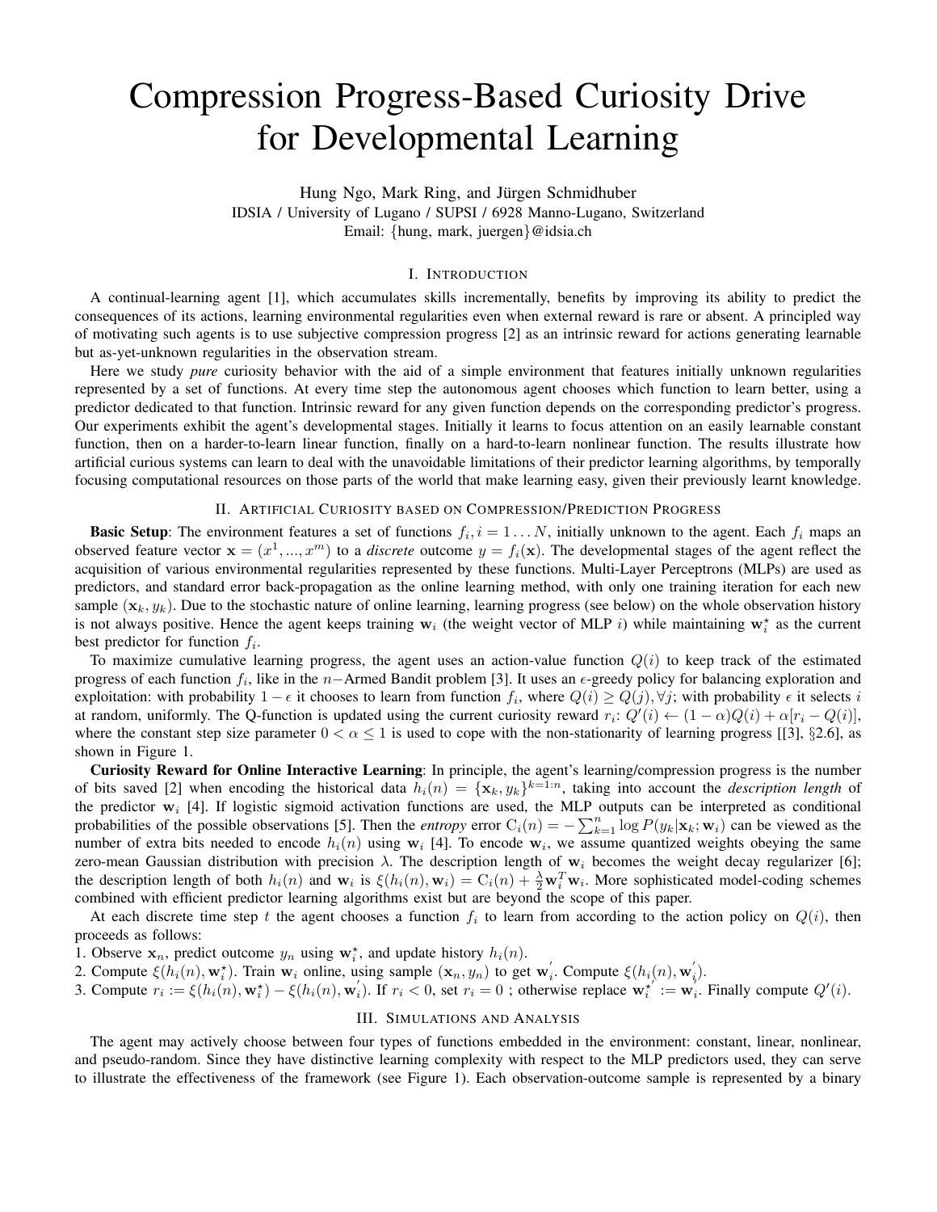# Compression Progress-Based Curiosity Drive for Developmental Learning

Hung Ngo, Mark Ring, and Jürgen Schmidhuber
IDSIA / University of Lugano / SUPSI / 6928 Manno-Lugano, Switzerland
Email: {hung, mark, juergen}@idsia.ch

## I. Introduction

A continual-learning agent [1], which accumulates skills incrementally, benefits by improving its ability to predict the consequences of its actions, learning environmental regularities even when external reward is rare or absent. A principled way of motivating such agents is to use subjective compression progress [2] as an intrinsic reward for actions generating learnable but as-yet-unknown regularities in the observation stream.

Here we study *pure* curiosity behavior with the aid of a simple environment that features initially unknown regularities represented by a set of functions. At every time step the autonomous agent chooses which function to learn better, using a predictor dedicated to that function. Intrinsic reward for any given function depends on the corresponding predictor's progress. Our experiments exhibit the agent's developmental stages. Initially it learns to focus attention on an easily learnable constant function, then on a harder-to-learn linear function, finally on a hard-to-learn nonlinear function. The results illustrate how artificial curious systems can learn to deal with the unavoidable limitations of their predictor learning algorithms, by temporally focusing computational resources on those parts of the world that make learning easy, given their previously learnt knowledge.

## II. Artificial Curiosity based on Compression/Prediction Progress

**Basic Setup**: The environment features a set of functions $f_i, i = 1 \ldots N$, initially unknown to the agent. Each $f_i$ maps an observed feature vector $\mathbf{x} = (x^1, ..., x^m)$ to a *discrete* outcome $y = f_i(\mathbf{x})$. The developmental stages of the agent reflect the acquisition of various environmental regularities represented by these functions. Multi-Layer Perceptrons (MLPs) are used as predictors, and standard error back-propagation as the online learning method, with only one training iteration for each new sample $(\mathbf{x}_k, y_k)$. Due to the stochastic nature of online learning, learning progress (see below) on the whole observation history is not always positive. Hence the agent keeps training $\mathbf{w}_i$ (the weight vector of MLP $i$) while maintaining $\mathbf{w}_i^\star$ as the current best predictor for function $f_i$.

To maximize cumulative learning progress, the agent uses an action-value function $Q(i)$ to keep track of the estimated progress of each function $f_i$, like in the $n-$Armed Bandit problem [3]. It uses an $\epsilon$-greedy policy for balancing exploration and exploitation: with probability $1 - \epsilon$ it chooses to learn from function $f_i$, where $Q(i) \geq Q(j), \forall j$; with probability $\epsilon$ it selects $i$ at random, uniformly. The Q-function is updated using the current curiosity reward $r_i$: $Q'(i) \leftarrow (1 - \alpha)Q(i) + \alpha[r_i - Q(i)]$, where the constant step size parameter $0 < \alpha \leq 1$ is used to cope with the non-stationarity of learning progress [[3], §2.6], as shown in Figure 1.

**Curiosity Reward for Online Interactive Learning**: In principle, the agent's learning/compression progress is the number of bits saved [2] when encoding the historical data $h_i(n) = \{\mathbf{x}_k, y_k\}^{k=1:n}$, taking into account the *description length* of the predictor $\mathbf{w}_i$ [4]. If logistic sigmoid activation functions are used, the MLP outputs can be interpreted as conditional probabilities of the possible observations [5]. Then the *entropy* error $\mathrm{C}_i(n) = -\sum_{k=1}^{n} \log P(y_k|\mathbf{x}_k; \mathbf{w}_i)$ can be viewed as the number of extra bits needed to encode $h_i(n)$ using $\mathbf{w}_i$ [4]. To encode $\mathbf{w}_i$, we assume quantized weights obeying the same zero-mean Gaussian distribution with precision $\lambda$. The description length of $\mathbf{w}_i$ becomes the weight decay regularizer [6]; the description length of both $h_i(n)$ and $\mathbf{w}_i$ is $\xi(h_i(n), \mathbf{w}_i) = \mathrm{C}_i(n) + \frac{\lambda}{2}\mathbf{w}_i^T\mathbf{w}_i$. More sophisticated model-coding schemes combined with efficient predictor learning algorithms exist but are beyond the scope of this paper.

At each discrete time step $t$ the agent chooses a function $f_i$ to learn from according to the action policy on $Q(i)$, then proceeds as follows:

1. Observe $\mathbf{x}_n$, predict outcome $y_n$ using $\mathbf{w}_i^\star$, and update history $h_i(n)$.
2. Compute $\xi(h_i(n), \mathbf{w}_i^\star)$. Train $\mathbf{w}_i$ online, using sample $(\mathbf{x}_n, y_n)$ to get $\mathbf{w}_i^{'}$. Compute $\xi(h_i(n), \mathbf{w}_i^{'})$.
3. Compute $r_i := \xi(h_i(n), \mathbf{w}_i^\star) - \xi(h_i(n), \mathbf{w}_i^{'})$. If $r_i < 0$, set $r_i = 0$ ; otherwise replace $\mathbf{w}_i^{\star'} := \mathbf{w}_i$. Finally compute $Q'(i)$.

## III. Simulations and Analysis

The agent may actively choose between four types of functions embedded in the environment: constant, linear, nonlinear, and pseudo-random. Since they have distinctive learning complexity with respect to the MLP predictors used, they can serve to illustrate the effectiveness of the framework (see Figure 1). Each observation-outcome sample is represented by a binary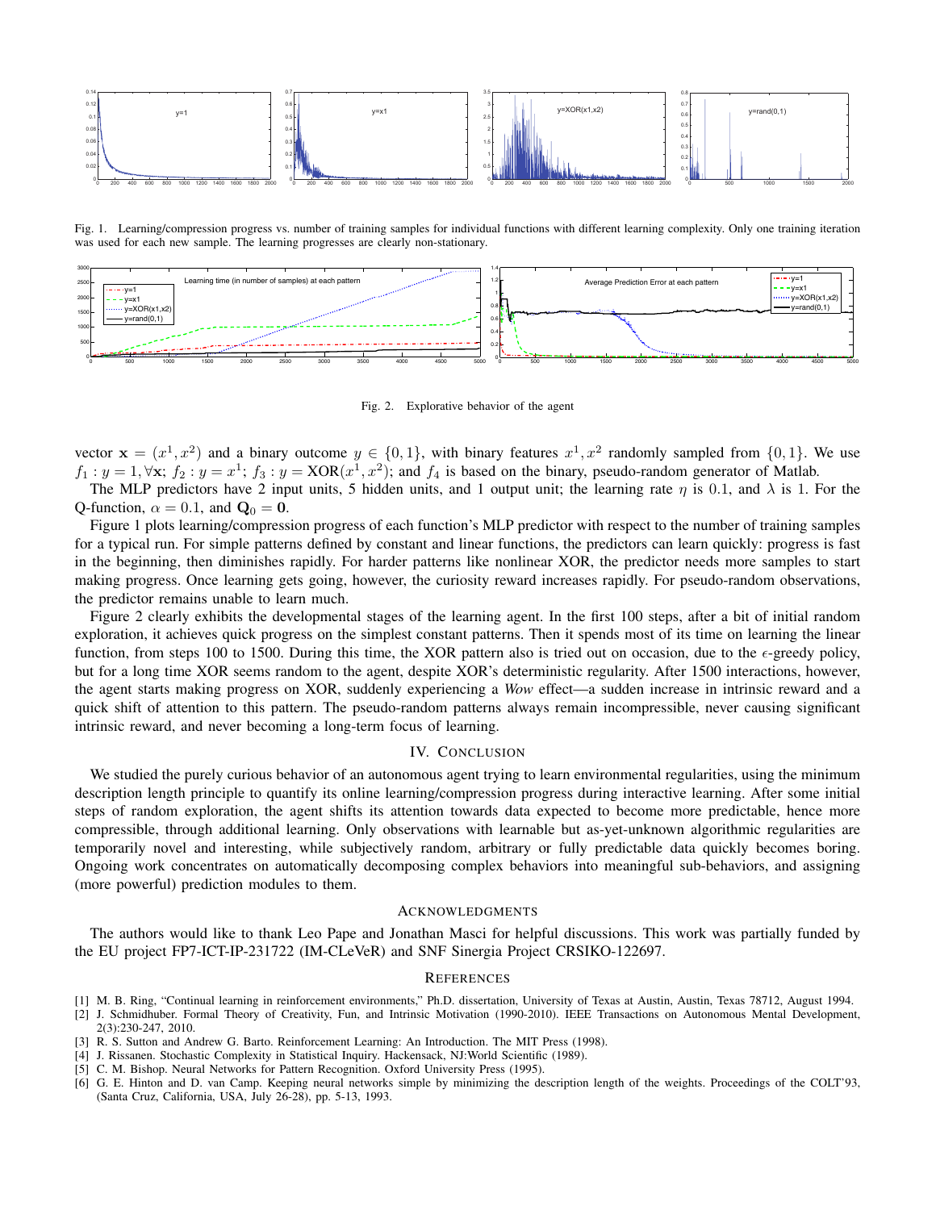y=1

y=x1

y=XOR(x1,x2)

y=rand(0,1)

Fig. 1. Learning/compression progress vs. number of training samples for individual functions with different learning complexity. Only one training iteration was used for each new sample. The learning progresses are clearly non-stationary.

Learning time (in number of samples) at each pattern

y=1
y=x1
y=XOR(x1,x2)
y=rand(0,1)

Average Prediction Error at each pattern

y=1
y=x1
y=XOR(x1,x2)
y=rand(0,1)

Fig. 2. Explorative behavior of the agent

vector $\mathbf{x} = (x^1, x^2)$ and a binary outcome $y \in \{0, 1\}$, with binary features $x^1, x^2$ randomly sampled from $\{0, 1\}$. We use $f_1 : y = 1, \forall \mathbf{x}$; $f_2 : y = x^1$; $f_3 : y = \mathrm{XOR}(x^1, x^2)$; and $f_4$ is based on the binary, pseudo-random generator of Matlab.

The MLP predictors have 2 input units, 5 hidden units, and 1 output unit; the learning rate $\eta$ is 0.1, and $\lambda$ is 1. For the Q-function, $\alpha = 0.1$, and $\mathbf{Q}_0 = \mathbf{0}$.

Figure 1 plots learning/compression progress of each function's MLP predictor with respect to the number of training samples for a typical run. For simple patterns defined by constant and linear functions, the predictors can learn quickly: progress is fast in the beginning, then diminishes rapidly. For harder patterns like nonlinear XOR, the predictor needs more samples to start making progress. Once learning gets going, however, the curiosity reward increases rapidly. For pseudo-random observations, the predictor remains unable to learn much.

Figure 2 clearly exhibits the developmental stages of the learning agent. In the first 100 steps, after a bit of initial random exploration, it achieves quick progress on the simplest constant patterns. Then it spends most of its time on learning the linear function, from steps 100 to 1500. During this time, the XOR pattern also is tried out on occasion, due to the $\epsilon$-greedy policy, but for a long time XOR seems random to the agent, despite XOR's deterministic regularity. After 1500 interactions, however, the agent starts making progress on XOR, suddenly experiencing a *Wow* effect—a sudden increase in intrinsic reward and a quick shift of attention to this pattern. The pseudo-random patterns always remain incompressible, never causing significant intrinsic reward, and never becoming a long-term focus of learning.

## IV. Conclusion

We studied the purely curious behavior of an autonomous agent trying to learn environmental regularities, using the minimum description length principle to quantify its online learning/compression progress during interactive learning. After some initial steps of random exploration, the agent shifts its attention towards data expected to become more predictable, hence more compressible, through additional learning. Only observations with learnable but as-yet-unknown algorithmic regularities are temporarily novel and interesting, while subjectively random, arbitrary or fully predictable data quickly becomes boring. Ongoing work concentrates on automatically decomposing complex behaviors into meaningful sub-behaviors, and assigning (more powerful) prediction modules to them.

## Acknowledgments

The authors would like to thank Leo Pape and Jonathan Masci for helpful discussions. This work was partially funded by the EU project FP7-ICT-IP-231722 (IM-CLeVeR) and SNF Sinergia Project CRSIKO-122697.

## References

[1] M. B. Ring, "Continual learning in reinforcement environments," Ph.D. dissertation, University of Texas at Austin, Austin, Texas 78712, August 1994.

[2] J. Schmidhuber. Formal Theory of Creativity, Fun, and Intrinsic Motivation (1990-2010). IEEE Transactions on Autonomous Mental Development, 2(3):230-247, 2010.

[3] R. S. Sutton and Andrew G. Barto. Reinforcement Learning: An Introduction. The MIT Press (1998).

[4] J. Rissanen. Stochastic Complexity in Statistical Inquiry. Hackensack, NJ:World Scientific (1989).

[5] C. M. Bishop. Neural Networks for Pattern Recognition. Oxford University Press (1995).

[6] G. E. Hinton and D. van Camp. Keeping neural networks simple by minimizing the description length of the weights. Proceedings of the COLT'93, (Santa Cruz, California, USA, July 26-28), pp. 5-13, 1993.